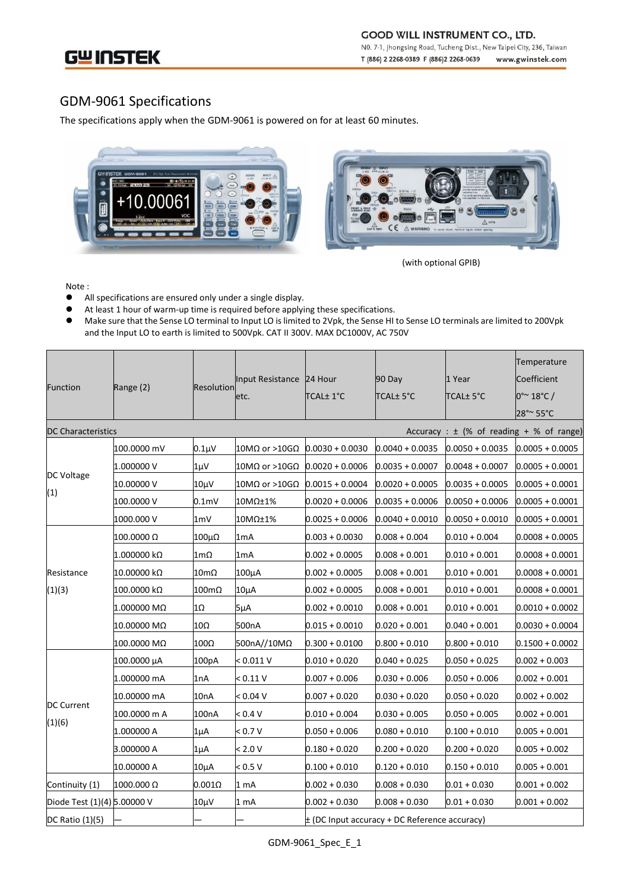## GDM-9061 Specifications

The specifications apply when the GDM-9061 is powered on for at least 60 minutes.

(with optional GPIB)

Note :

- All specifications are ensured only under a single display.
- At least 1 hour of warm-up time is required before applying these specifications.
- Make sure that the Sense LO terminal to Input LO is limited to 2Vpk, the Sense HI to Sense LO terminals are limited to 200Vpk and the Input LO to earth is limited to 500Vpk. CAT II 300V. MAX DC1000V, AC 750V

| Function | Range (2) | Resolution | Input Resistance etc. | 24 Hour TCAL± 1°C | 90 Day TCAL± 5°C | 1 Year TCAL± 5°C | Temperature Coefficient 0°~ 18°C / 28°~ 55°C |
|---|---|---|---|---|---|---|---|
| DC Characteristics | | | | Accuracy : ± (% of reading + % of range) | | | |
| DC Voltage (1) | 100.0000 mV | 0.1μV | 10MΩ or >10GΩ | 0.0030 + 0.0030 | 0.0040 + 0.0035 | 0.0050 + 0.0035 | 0.0005 + 0.0005 |
| | 1.000000 V | 1μV | 10MΩ or >10GΩ | 0.0020 + 0.0006 | 0.0035 + 0.0007 | 0.0048 + 0.0007 | 0.0005 + 0.0001 |
| | 10.00000 V | 10μV | 10MΩ or >10GΩ | 0.0015 + 0.0004 | 0.0020 + 0.0005 | 0.0035 + 0.0005 | 0.0005 + 0.0001 |
| | 100.0000 V | 0.1mV | 10MΩ±1% | 0.0020 + 0.0006 | 0.0035 + 0.0006 | 0.0050 + 0.0006 | 0.0005 + 0.0001 |
| | 1000.000 V | 1mV | 10MΩ±1% | 0.0025 + 0.0006 | 0.0040 + 0.0010 | 0.0050 + 0.0010 | 0.0005 + 0.0001 |
| Resistance (1)(3) | 100.0000 Ω | 100μΩ | 1mA | 0.003 + 0.0030 | 0.008 + 0.004 | 0.010 + 0.004 | 0.0008 + 0.0005 |
| | 1.000000 kΩ | 1mΩ | 1mA | 0.002 + 0.0005 | 0.008 + 0.001 | 0.010 + 0.001 | 0.0008 + 0.0001 |
| | 10.00000 kΩ | 10mΩ | 100μA | 0.002 + 0.0005 | 0.008 + 0.001 | 0.010 + 0.001 | 0.0008 + 0.0001 |
| | 100.0000 kΩ | 100mΩ | 10μA | 0.002 + 0.0005 | 0.008 + 0.001 | 0.010 + 0.001 | 0.0008 + 0.0001 |
| | 1.000000 MΩ | 1Ω | 5μA | 0.002 + 0.0010 | 0.008 + 0.001 | 0.010 + 0.001 | 0.0010 + 0.0002 |
| | 10.00000 MΩ | 10Ω | 500nA | 0.015 + 0.0010 | 0.020 + 0.001 | 0.040 + 0.001 | 0.0030 + 0.0004 |
| | 100.0000 MΩ | 100Ω | 500nA//10MΩ | 0.300 + 0.0100 | 0.800 + 0.010 | 0.800 + 0.010 | 0.1500 + 0.0002 |
| DC Current (1)(6) | 100.0000 μA | 100pA | < 0.011 V | 0.010 + 0.020 | 0.040 + 0.025 | 0.050 + 0.025 | 0.002 + 0.003 |
| | 1.000000 mA | 1nA | < 0.11 V | 0.007 + 0.006 | 0.030 + 0.006 | 0.050 + 0.006 | 0.002 + 0.001 |
| | 10.00000 mA | 10nA | < 0.04 V | 0.007 + 0.020 | 0.030 + 0.020 | 0.050 + 0.020 | 0.002 + 0.002 |
| | 100.0000 m A | 100nA | < 0.4 V | 0.010 + 0.004 | 0.030 + 0.005 | 0.050 + 0.005 | 0.002 + 0.001 |
| | 1.000000 A | 1μA | < 0.7 V | 0.050 + 0.006 | 0.080 + 0.010 | 0.100 + 0.010 | 0.005 + 0.001 |
| | 3.000000 A | 1μA | < 2.0 V | 0.180 + 0.020 | 0.200 + 0.020 | 0.200 + 0.020 | 0.005 + 0.002 |
| | 10.00000 A | 10μA | < 0.5 V | 0.100 + 0.010 | 0.120 + 0.010 | 0.150 + 0.010 | 0.005 + 0.001 |
| Continuity (1) | 1000.000 Ω | 0.001Ω | 1 mA | 0.002 + 0.030 | 0.008 + 0.030 | 0.01 + 0.030 | 0.001 + 0.002 |
| Diode Test (1)(4) | 5.00000 V | 10μV | 1 mA | 0.002 + 0.030 | 0.008 + 0.030 | 0.01 + 0.030 | 0.001 + 0.002 |
| DC Ratio (1)(5) | — | — | — | ± (DC Input accuracy + DC Reference accuracy) | | | |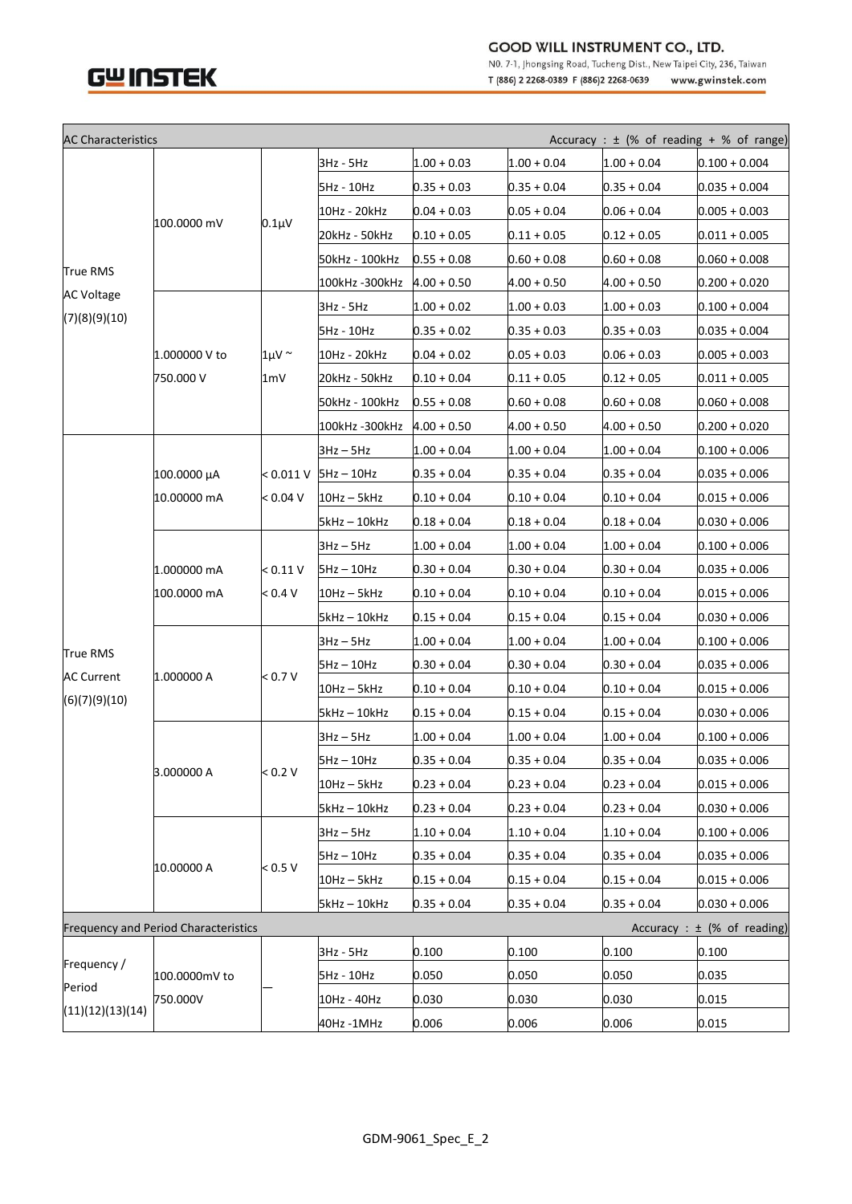| AC Characteristics | | | | | | | Accuracy : ± (% of reading + % of range) |
|---|---|---|---|---|---|---|---|
| True RMS AC Voltage (7)(8)(9)(10) | 100.0000 mV | 0.1μV | 3Hz - 5Hz | 1.00 + 0.03 | 1.00 + 0.04 | 1.00 + 0.04 | 0.100 + 0.004 |
| | | | 5Hz - 10Hz | 0.35 + 0.03 | 0.35 + 0.04 | 0.35 + 0.04 | 0.035 + 0.004 |
| | | | 10Hz - 20kHz | 0.04 + 0.03 | 0.05 + 0.04 | 0.06 + 0.04 | 0.005 + 0.003 |
| | | | 20kHz - 50kHz | 0.10 + 0.05 | 0.11 + 0.05 | 0.12 + 0.05 | 0.011 + 0.005 |
| | | | 50kHz - 100kHz | 0.55 + 0.08 | 0.60 + 0.08 | 0.60 + 0.08 | 0.060 + 0.008 |
| | | | 100kHz -300kHz | 4.00 + 0.50 | 4.00 + 0.50 | 4.00 + 0.50 | 0.200 + 0.020 |
| | 1.000000 V to 750.000 V | 1μV ~ 1mV | 3Hz - 5Hz | 1.00 + 0.02 | 1.00 + 0.03 | 1.00 + 0.03 | 0.100 + 0.004 |
| | | | 5Hz - 10Hz | 0.35 + 0.02 | 0.35 + 0.03 | 0.35 + 0.03 | 0.035 + 0.004 |
| | | | 10Hz - 20kHz | 0.04 + 0.02 | 0.05 + 0.03 | 0.06 + 0.03 | 0.005 + 0.003 |
| | | | 20kHz - 50kHz | 0.10 + 0.04 | 0.11 + 0.05 | 0.12 + 0.05 | 0.011 + 0.005 |
| | | | 50kHz - 100kHz | 0.55 + 0.08 | 0.60 + 0.08 | 0.60 + 0.08 | 0.060 + 0.008 |
| | | | 100kHz -300kHz | 4.00 + 0.50 | 4.00 + 0.50 | 4.00 + 0.50 | 0.200 + 0.020 |
| True RMS AC Current (6)(7)(9)(10) | 100.0000 μA 10.00000 mA | < 0.011 V < 0.04 V | 3Hz – 5Hz | 1.00 + 0.04 | 1.00 + 0.04 | 1.00 + 0.04 | 0.100 + 0.006 |
| | | | 5Hz – 10Hz | 0.35 + 0.04 | 0.35 + 0.04 | 0.35 + 0.04 | 0.035 + 0.006 |
| | | | 10Hz – 5kHz | 0.10 + 0.04 | 0.10 + 0.04 | 0.10 + 0.04 | 0.015 + 0.006 |
| | | | 5kHz – 10kHz | 0.18 + 0.04 | 0.18 + 0.04 | 0.18 + 0.04 | 0.030 + 0.006 |
| | 1.000000 mA 100.0000 mA | < 0.11 V < 0.4 V | 3Hz – 5Hz | 1.00 + 0.04 | 1.00 + 0.04 | 1.00 + 0.04 | 0.100 + 0.006 |
| | | | 5Hz – 10Hz | 0.30 + 0.04 | 0.30 + 0.04 | 0.30 + 0.04 | 0.035 + 0.006 |
| | | | 10Hz – 5kHz | 0.10 + 0.04 | 0.10 + 0.04 | 0.10 + 0.04 | 0.015 + 0.006 |
| | | | 5kHz – 10kHz | 0.15 + 0.04 | 0.15 + 0.04 | 0.15 + 0.04 | 0.030 + 0.006 |
| | 1.000000 A | < 0.7 V | 3Hz – 5Hz | 1.00 + 0.04 | 1.00 + 0.04 | 1.00 + 0.04 | 0.100 + 0.006 |
| | | | 5Hz – 10Hz | 0.30 + 0.04 | 0.30 + 0.04 | 0.30 + 0.04 | 0.035 + 0.006 |
| | | | 10Hz – 5kHz | 0.10 + 0.04 | 0.10 + 0.04 | 0.10 + 0.04 | 0.015 + 0.006 |
| | | | 5kHz – 10kHz | 0.15 + 0.04 | 0.15 + 0.04 | 0.15 + 0.04 | 0.030 + 0.006 |
| | 3.000000 A | < 0.2 V | 3Hz – 5Hz | 1.00 + 0.04 | 1.00 + 0.04 | 1.00 + 0.04 | 0.100 + 0.006 |
| | | | 5Hz – 10Hz | 0.35 + 0.04 | 0.35 + 0.04 | 0.35 + 0.04 | 0.035 + 0.006 |
| | | | 10Hz – 5kHz | 0.23 + 0.04 | 0.23 + 0.04 | 0.23 + 0.04 | 0.015 + 0.006 |
| | | | 5kHz – 10kHz | 0.23 + 0.04 | 0.23 + 0.04 | 0.23 + 0.04 | 0.030 + 0.006 |
| | 10.00000 A | < 0.5 V | 3Hz – 5Hz | 1.10 + 0.04 | 1.10 + 0.04 | 1.10 + 0.04 | 0.100 + 0.006 |
| | | | 5Hz – 10Hz | 0.35 + 0.04 | 0.35 + 0.04 | 0.35 + 0.04 | 0.035 + 0.006 |
| | | | 10Hz – 5kHz | 0.15 + 0.04 | 0.15 + 0.04 | 0.15 + 0.04 | 0.015 + 0.006 |
| | | | 5kHz – 10kHz | 0.35 + 0.04 | 0.35 + 0.04 | 0.35 + 0.04 | 0.030 + 0.006 |

| Frequency and Period Characteristics | | | | | | | Accuracy : ± (% of reading) |
|---|---|---|---|---|---|---|---|
| Frequency / Period (11)(12)(13)(14) | 100.0000mV to 750.000V | — | 3Hz - 5Hz | 0.100 | 0.100 | 0.100 | 0.100 |
| | | | 5Hz - 10Hz | 0.050 | 0.050 | 0.050 | 0.035 |
| | | | 10Hz - 40Hz | 0.030 | 0.030 | 0.030 | 0.015 |
| | | | 40Hz -1MHz | 0.006 | 0.006 | 0.006 | 0.015 |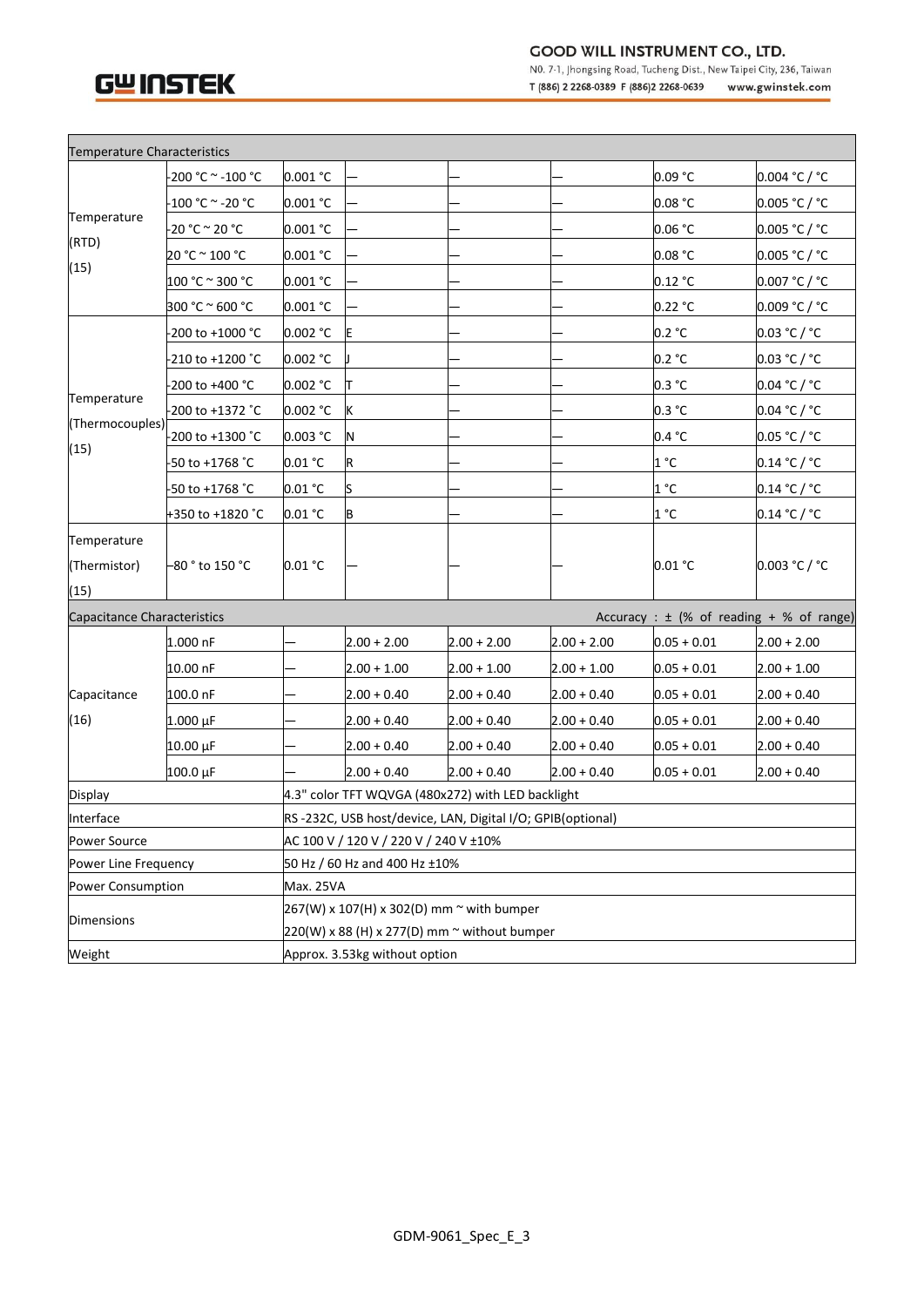| Temperature Characteristics | | | | | | | |
|---|---|---|---|---|---|---|---|
| Temperature (RTD) (15) | -200 °C ~ -100 °C | 0.001 °C | — | — | — | 0.09 °C | 0.004 °C / °C |
| | -100 °C ~ -20 °C | 0.001 °C | — | — | — | 0.08 °C | 0.005 °C / °C |
| | -20 °C ~ 20 °C | 0.001 °C | — | — | — | 0.06 °C | 0.005 °C / °C |
| | 20 °C ~ 100 °C | 0.001 °C | — | — | — | 0.08 °C | 0.005 °C / °C |
| | 100 °C ~ 300 °C | 0.001 °C | — | — | — | 0.12 °C | 0.007 °C / °C |
| | 300 °C ~ 600 °C | 0.001 °C | — | — | — | 0.22 °C | 0.009 °C / °C |
| Temperature (Thermocouples) (15) | -200 to +1000 °C | 0.002 °C | E | — | — | 0.2 °C | 0.03 °C / °C |
| | -210 to +1200 ˚C | 0.002 °C | J | — | — | 0.2 °C | 0.03 °C / °C |
| | -200 to +400 °C | 0.002 °C | T | — | — | 0.3 °C | 0.04 °C / °C |
| | -200 to +1372 ˚C | 0.002 °C | K | — | — | 0.3 °C | 0.04 °C / °C |
| | -200 to +1300 ˚C | 0.003 °C | N | — | — | 0.4 °C | 0.05 °C / °C |
| | -50 to +1768 ˚C | 0.01 °C | R | — | — | 1 °C | 0.14 °C / °C |
| | -50 to +1768 ˚C | 0.01 °C | S | — | — | 1 °C | 0.14 °C / °C |
| | +350 to +1820 ˚C | 0.01 °C | B | — | — | 1 °C | 0.14 °C / °C |
| Temperature (Thermistor) (15) | -80 ° to 150 °C | 0.01 °C | — | | — | 0.01 °C | 0.003 °C / °C |
| Capacitance Characteristics | | | | | Accuracy : ± (% of reading + % of range) | | |
| Capacitance (16) | 1.000 nF | — | 2.00 + 2.00 | 2.00 + 2.00 | 2.00 + 2.00 | 0.05 + 0.01 | 2.00 + 2.00 |
| | 10.00 nF | — | 2.00 + 1.00 | 2.00 + 1.00 | 2.00 + 1.00 | 0.05 + 0.01 | 2.00 + 1.00 |
| | 100.0 nF | — | 2.00 + 0.40 | 2.00 + 0.40 | 2.00 + 0.40 | 0.05 + 0.01 | 2.00 + 0.40 |
| | 1.000 μF | — | 2.00 + 0.40 | 2.00 + 0.40 | 2.00 + 0.40 | 0.05 + 0.01 | 2.00 + 0.40 |
| | 10.00 μF | — | 2.00 + 0.40 | 2.00 + 0.40 | 2.00 + 0.40 | 0.05 + 0.01 | 2.00 + 0.40 |
| | 100.0 μF | — | 2.00 + 0.40 | 2.00 + 0.40 | 2.00 + 0.40 | 0.05 + 0.01 | 2.00 + 0.40 |
| Display | | 4.3" color TFT WQVGA (480x272) with LED backlight | | | | | |
| Interface | | RS -232C, USB host/device, LAN, Digital I/O; GPIB(optional) | | | | | |
| Power Source | | AC 100 V / 120 V / 220 V / 240 V ±10% | | | | | |
| Power Line Frequency | | 50 Hz / 60 Hz and 400 Hz ±10% | | | | | |
| Power Consumption | | Max. 25VA | | | | | |
| Dimensions | | 267(W) x 107(H) x 302(D) mm ~ with bumper<br>220(W) x 88 (H) x 277(D) mm ~ without bumper | | | | | |
| Weight | | Approx. 3.53kg without option | | | | | |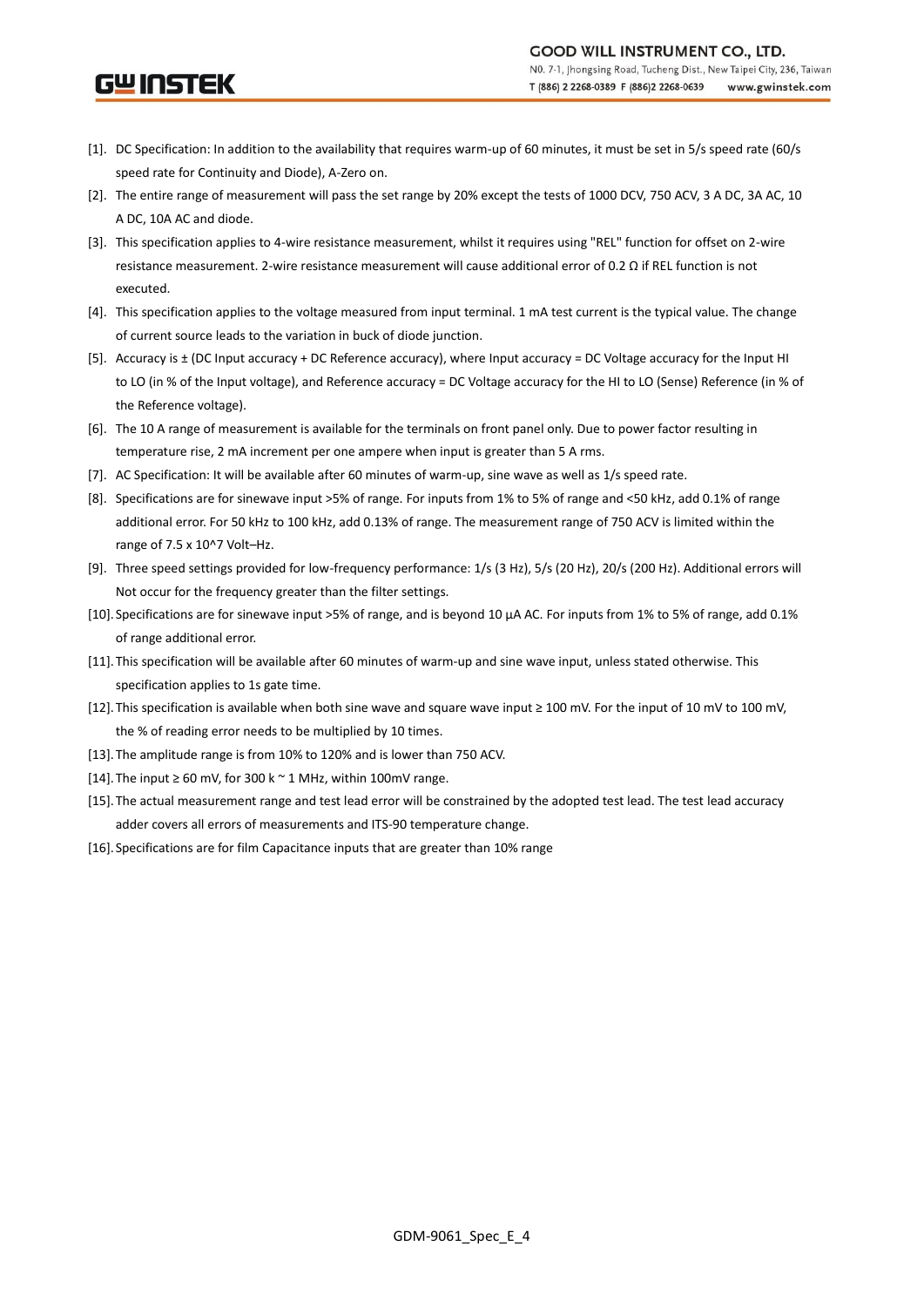[1]. DC Specification: In addition to the availability that requires warm-up of 60 minutes, it must be set in 5/s speed rate (60/s speed rate for Continuity and Diode), A-Zero on.

[2]. The entire range of measurement will pass the set range by 20% except the tests of 1000 DCV, 750 ACV, 3 A DC, 3A AC, 10 A DC, 10A AC and diode.

[3]. This specification applies to 4-wire resistance measurement, whilst it requires using "REL" function for offset on 2-wire resistance measurement. 2-wire resistance measurement will cause additional error of 0.2 Ω if REL function is not executed.

[4]. This specification applies to the voltage measured from input terminal. 1 mA test current is the typical value. The change of current source leads to the variation in buck of diode junction.

[5]. Accuracy is ± (DC Input accuracy + DC Reference accuracy), where Input accuracy = DC Voltage accuracy for the Input HI to LO (in % of the Input voltage), and Reference accuracy = DC Voltage accuracy for the HI to LO (Sense) Reference (in % of the Reference voltage).

[6]. The 10 A range of measurement is available for the terminals on front panel only. Due to power factor resulting in temperature rise, 2 mA increment per one ampere when input is greater than 5 A rms.

[7]. AC Specification: It will be available after 60 minutes of warm-up, sine wave as well as 1/s speed rate.

[8]. Specifications are for sinewave input >5% of range. For inputs from 1% to 5% of range and <50 kHz, add 0.1% of range additional error. For 50 kHz to 100 kHz, add 0.13% of range. The measurement range of 750 ACV is limited within the range of 7.5 x 10^7 Volt–Hz.

[9]. Three speed settings provided for low-frequency performance: 1/s (3 Hz), 5/s (20 Hz), 20/s (200 Hz). Additional errors will Not occur for the frequency greater than the filter settings.

[10]. Specifications are for sinewave input >5% of range, and is beyond 10 µA AC. For inputs from 1% to 5% of range, add 0.1% of range additional error.

[11]. This specification will be available after 60 minutes of warm-up and sine wave input, unless stated otherwise. This specification applies to 1s gate time.

[12]. This specification is available when both sine wave and square wave input ≥ 100 mV. For the input of 10 mV to 100 mV, the % of reading error needs to be multiplied by 10 times.

[13]. The amplitude range is from 10% to 120% and is lower than 750 ACV.

[14]. The input ≥ 60 mV, for 300 k ~ 1 MHz, within 100mV range.

[15]. The actual measurement range and test lead error will be constrained by the adopted test lead. The test lead accuracy adder covers all errors of measurements and ITS-90 temperature change.

[16]. Specifications are for film Capacitance inputs that are greater than 10% range